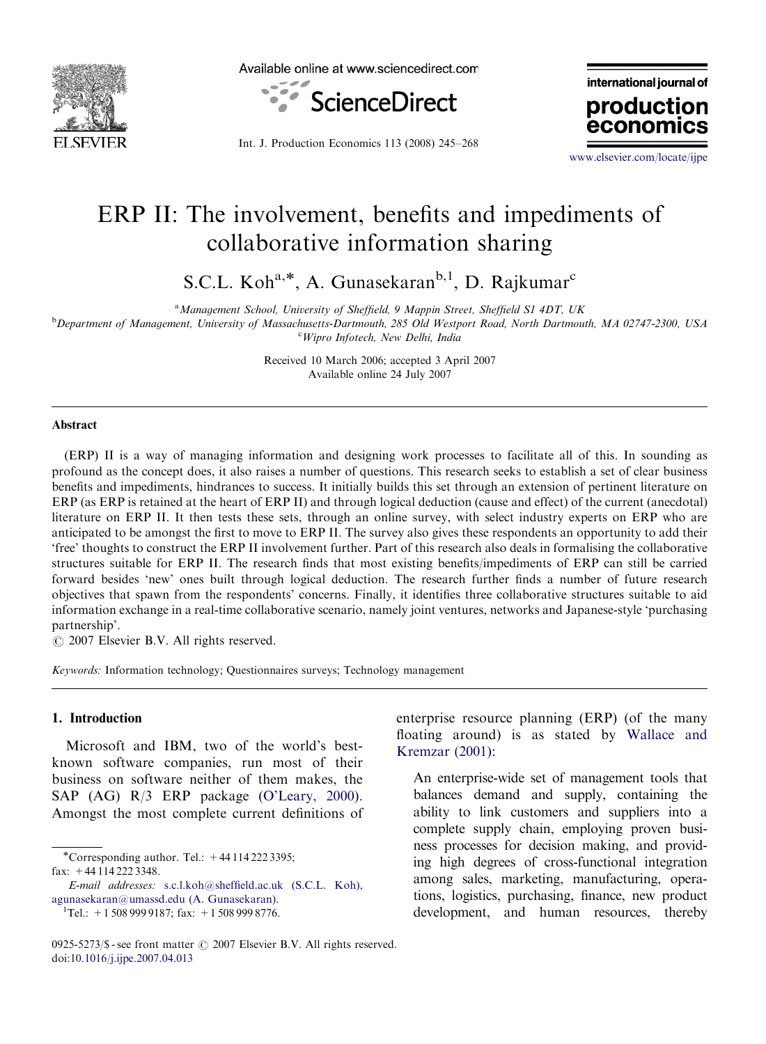# ERP II: The involvement, benefits and impediments of collaborative information sharing

S.C.L. Koh[a,*], A. Gunasekaran[b,1], D. Rajkumar[c]

[a] Management School, University of Sheffield, 9 Mappin Street, Sheffield S1 4DT, UK

[b] Department of Management, University of Massachusetts-Dartmouth, 285 Old Westport Road, North Dartmouth, MA 02747-2300, USA

[c] Wipro Infotech, New Delhi, India

Received 10 March 2006; accepted 3 April 2007

Available online 24 July 2007

## Abstract

(ERP) II is a way of managing information and designing work processes to facilitate all of this. In sounding as profound as the concept does, it also raises a number of questions. This research seeks to establish a set of clear business benefits and impediments, hindrances to success. It initially builds this set through an extension of pertinent literature on ERP (as ERP is retained at the heart of ERP II) and through logical deduction (cause and effect) of the current (anecdotal) literature on ERP II. It then tests these sets, through an online survey, with select industry experts on ERP who are anticipated to be amongst the first to move to ERP II. The survey also gives these respondents an opportunity to add their 'free' thoughts to construct the ERP II involvement further. Part of this research also deals in formalising the collaborative structures suitable for ERP II. The research finds that most existing benefits/impediments of ERP can still be carried forward besides 'new' ones built through logical deduction. The research further finds a number of future research objectives that spawn from the respondents' concerns. Finally, it identifies three collaborative structures suitable to aid information exchange in a real-time collaborative scenario, namely joint ventures, networks and Japanese-style 'purchasing partnership'.

© 2007 Elsevier B.V. All rights reserved.

*Keywords:* Information technology; Questionnaires surveys; Technology management

## 1. Introduction

Microsoft and IBM, two of the world's best-known software companies, run most of their business on software neither of them makes, the SAP (AG) R/3 ERP package (O'Leary, 2000). Amongst the most complete current definitions of enterprise resource planning (ERP) (of the many floating around) is as stated by Wallace and Kremzar (2001):

> An enterprise-wide set of management tools that balances demand and supply, containing the ability to link customers and suppliers into a complete supply chain, employing proven business processes for decision making, and providing high degrees of cross-functional integration among sales, marketing, manufacturing, operations, logistics, purchasing, finance, new product development, and human resources, thereby

*Corresponding author. Tel.: +44 114 222 3395; fax: +44 114 222 3348.

*E-mail addresses:* s.c.l.koh@sheffield.ac.uk (S.C.L. Koh), agunasekaran@umassd.edu (A. Gunasekaran).

[1] Tel.: +1 508 999 9187; fax: +1 508 999 8776.

0925-5273/$ - see front matter © 2007 Elsevier B.V. All rights reserved.
doi:10.1016/j.ijpe.2007.04.013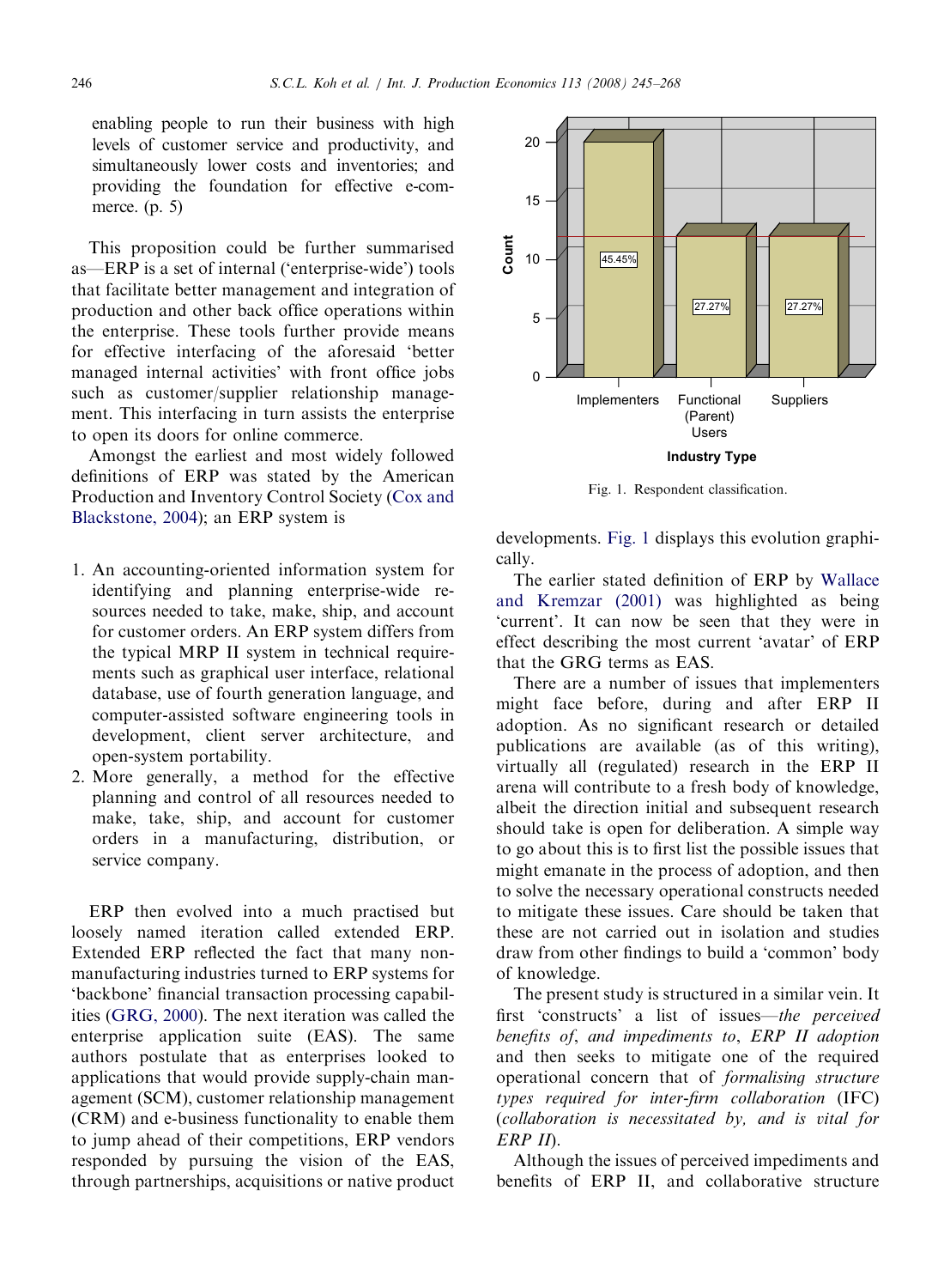enabling people to run their business with high levels of customer service and productivity, and simultaneously lower costs and inventories; and providing the foundation for effective e-commerce. (p. 5)

This proposition could be further summarised as—ERP is a set of internal ('enterprise-wide') tools that facilitate better management and integration of production and other back office operations within the enterprise. These tools further provide means for effective interfacing of the aforesaid 'better managed internal activities' with front office jobs such as customer/supplier relationship management. This interfacing in turn assists the enterprise to open its doors for online commerce.

Amongst the earliest and most widely followed definitions of ERP was stated by the American Production and Inventory Control Society (Cox and Blackstone, 2004); an ERP system is

1. An accounting-oriented information system for identifying and planning enterprise-wide resources needed to take, make, ship, and account for customer orders. An ERP system differs from the typical MRP II system in technical requirements such as graphical user interface, relational database, use of fourth generation language, and computer-assisted software engineering tools in development, client server architecture, and open-system portability.
2. More generally, a method for the effective planning and control of all resources needed to make, take, ship, and account for customer orders in a manufacturing, distribution, or service company.

ERP then evolved into a much practised but loosely named iteration called extended ERP. Extended ERP reflected the fact that many non-manufacturing industries turned to ERP systems for 'backbone' financial transaction processing capabilities (GRG, 2000). The next iteration was called the enterprise application suite (EAS). The same authors postulate that as enterprises looked to applications that would provide supply-chain management (SCM), customer relationship management (CRM) and e-business functionality to enable them to jump ahead of their competitions, ERP vendors responded by pursuing the vision of the EAS, through partnerships, acquisitions or native product developments. Fig. 1 displays this evolution graphically.

Fig. 1. Respondent classification.

The earlier stated definition of ERP by Wallace and Kremzar (2001) was highlighted as being 'current'. It can now be seen that they were in effect describing the most current 'avatar' of ERP that the GRG terms as EAS.

There are a number of issues that implementers might face before, during and after ERP II adoption. As no significant research or detailed publications are available (as of this writing), virtually all (regulated) research in the ERP II arena will contribute to a fresh body of knowledge, albeit the direction initial and subsequent research should take is open for deliberation. A simple way to go about this is to first list the possible issues that might emanate in the process of adoption, and then to solve the necessary operational constructs needed to mitigate these issues. Care should be taken that these are not carried out in isolation and studies draw from other findings to build a 'common' body of knowledge.

The present study is structured in a similar vein. It first 'constructs' a list of issues—*the perceived benefits of, and impediments to, ERP II adoption* and then seeks to mitigate one of the required operational concern that of *formalising structure types required for inter-firm collaboration* (IFC) (*collaboration is necessitated by, and is vital for ERP II*).

Although the issues of perceived impediments and benefits of ERP II, and collaborative structure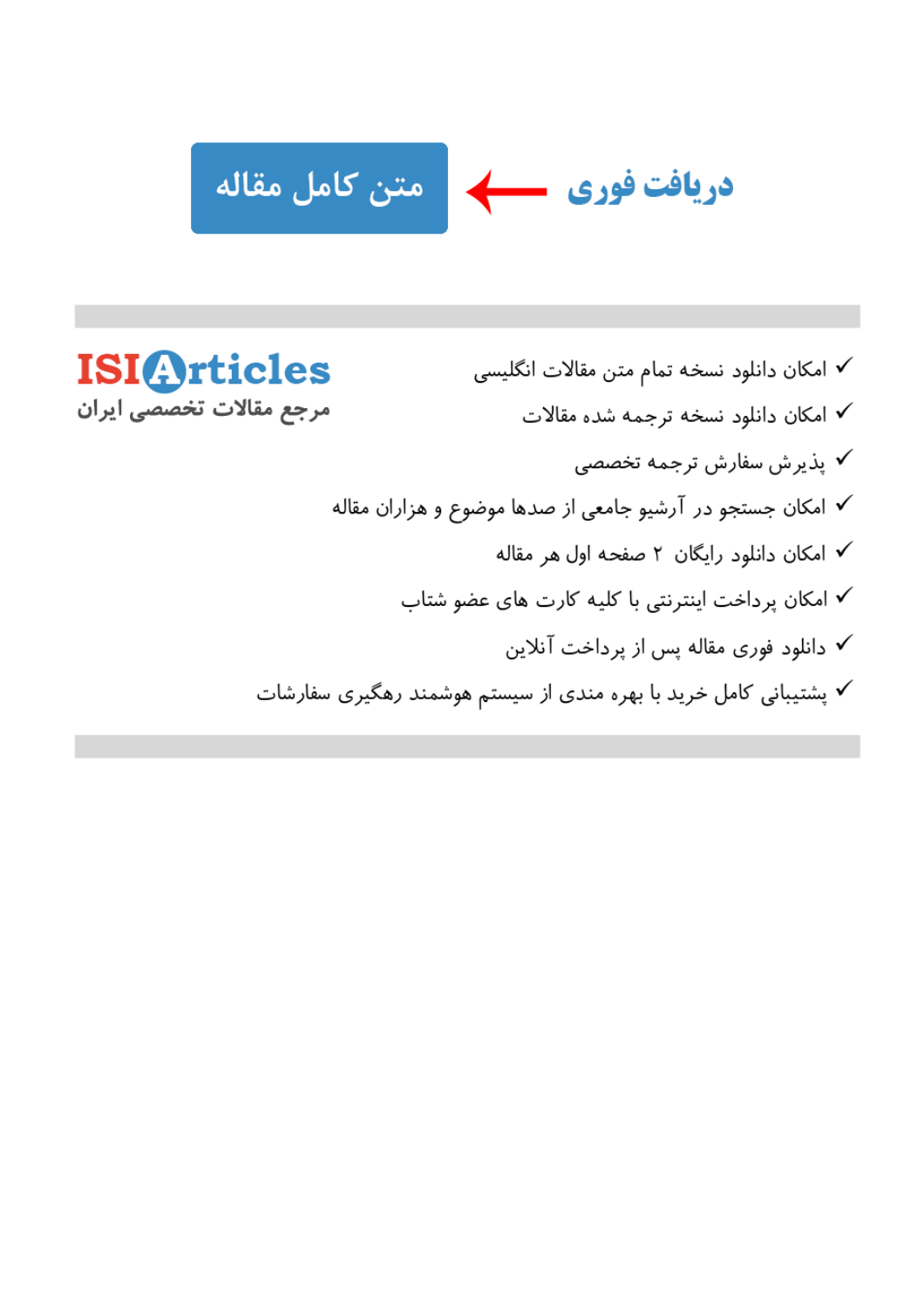دریافت فوری ← متن کامل مقاله

**ISIArticles**
مرجع مقالات تخصصی ایران

- ✓ امکان دانلود نسخه تمام متن مقالات انگلیسی
- ✓ امکان دانلود نسخه ترجمه شده مقالات
- ✓ پذیرش سفارش ترجمه تخصصی
- ✓ امکان جستجو در آرشیو جامعی از صدها موضوع و هزاران مقاله
- ✓ امکان دانلود رایگان ۲ صفحه اول هر مقاله
- ✓ امکان پرداخت اینترنتی با کلیه کارت های عضو شتاب
- ✓ دانلود فوری مقاله پس از پرداخت آنلاین
- ✓ پشتیبانی کامل خرید با بهره مندی از سیستم هوشمند رهگیری سفارشات